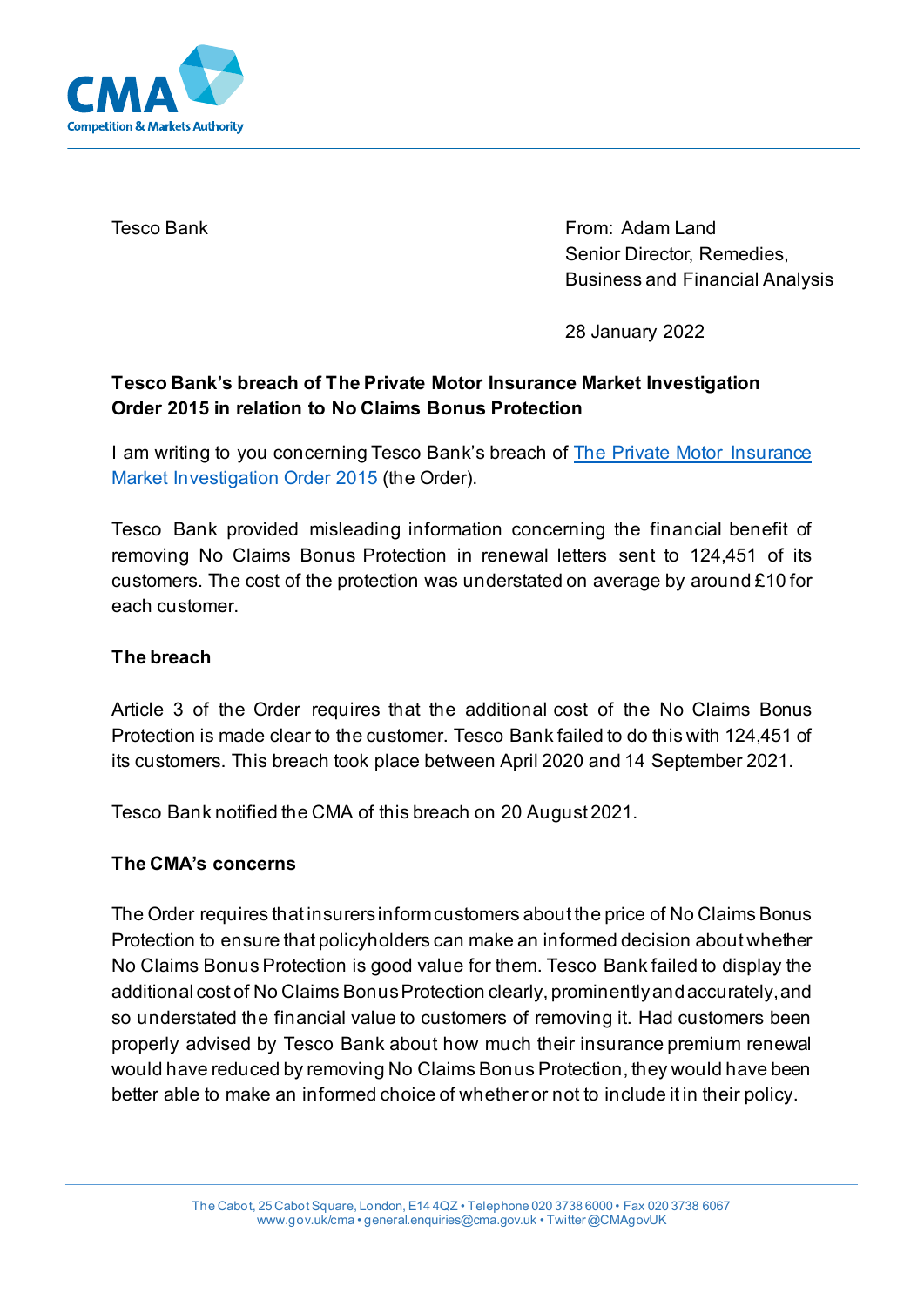Tesco Bank

From: Adam Land
Senior Director, Remedies,
Business and Financial Analysis

28 January 2022

**Tesco Bank's breach of The Private Motor Insurance Market Investigation Order 2015 in relation to No Claims Bonus Protection**

I am writing to you concerning Tesco Bank's breach of [The Private Motor Insurance Market Investigation Order 2015]() (the Order).

Tesco Bank provided misleading information concerning the financial benefit of removing No Claims Bonus Protection in renewal letters sent to 124,451 of its customers. The cost of the protection was understated on average by around £10 for each customer.

**The breach**

Article 3 of the Order requires that the additional cost of the No Claims Bonus Protection is made clear to the customer. Tesco Bank failed to do this with 124,451 of its customers. This breach took place between April 2020 and 14 September 2021.

Tesco Bank notified the CMA of this breach on 20 August 2021.

**The CMA's concerns**

The Order requires that insurers inform customers about the price of No Claims Bonus Protection to ensure that policyholders can make an informed decision about whether No Claims Bonus Protection is good value for them. Tesco Bank failed to display the additional cost of No Claims Bonus Protection clearly, prominently and accurately, and so understated the financial value to customers of removing it. Had customers been properly advised by Tesco Bank about how much their insurance premium renewal would have reduced by removing No Claims Bonus Protection, they would have been better able to make an informed choice of whether or not to include it in their policy.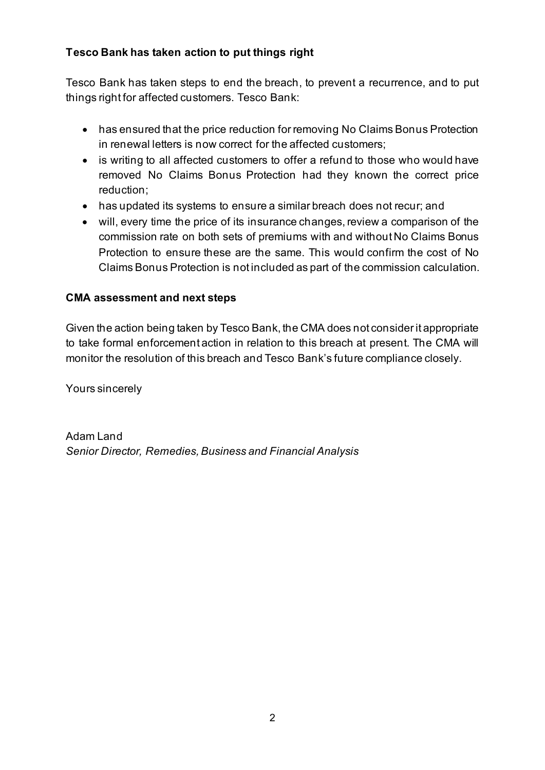**Tesco Bank has taken action to put things right**

Tesco Bank has taken steps to end the breach, to prevent a recurrence, and to put things right for affected customers. Tesco Bank:

- has ensured that the price reduction for removing No Claims Bonus Protection in renewal letters is now correct for the affected customers;
- is writing to all affected customers to offer a refund to those who would have removed No Claims Bonus Protection had they known the correct price reduction;
- has updated its systems to ensure a similar breach does not recur; and
- will, every time the price of its insurance changes, review a comparison of the commission rate on both sets of premiums with and without No Claims Bonus Protection to ensure these are the same. This would confirm the cost of No Claims Bonus Protection is not included as part of the commission calculation.

**CMA assessment and next steps**

Given the action being taken by Tesco Bank, the CMA does not consider it appropriate to take formal enforcement action in relation to this breach at present. The CMA will monitor the resolution of this breach and Tesco Bank's future compliance closely.

Yours sincerely

Adam Land
*Senior Director, Remedies, Business and Financial Analysis*